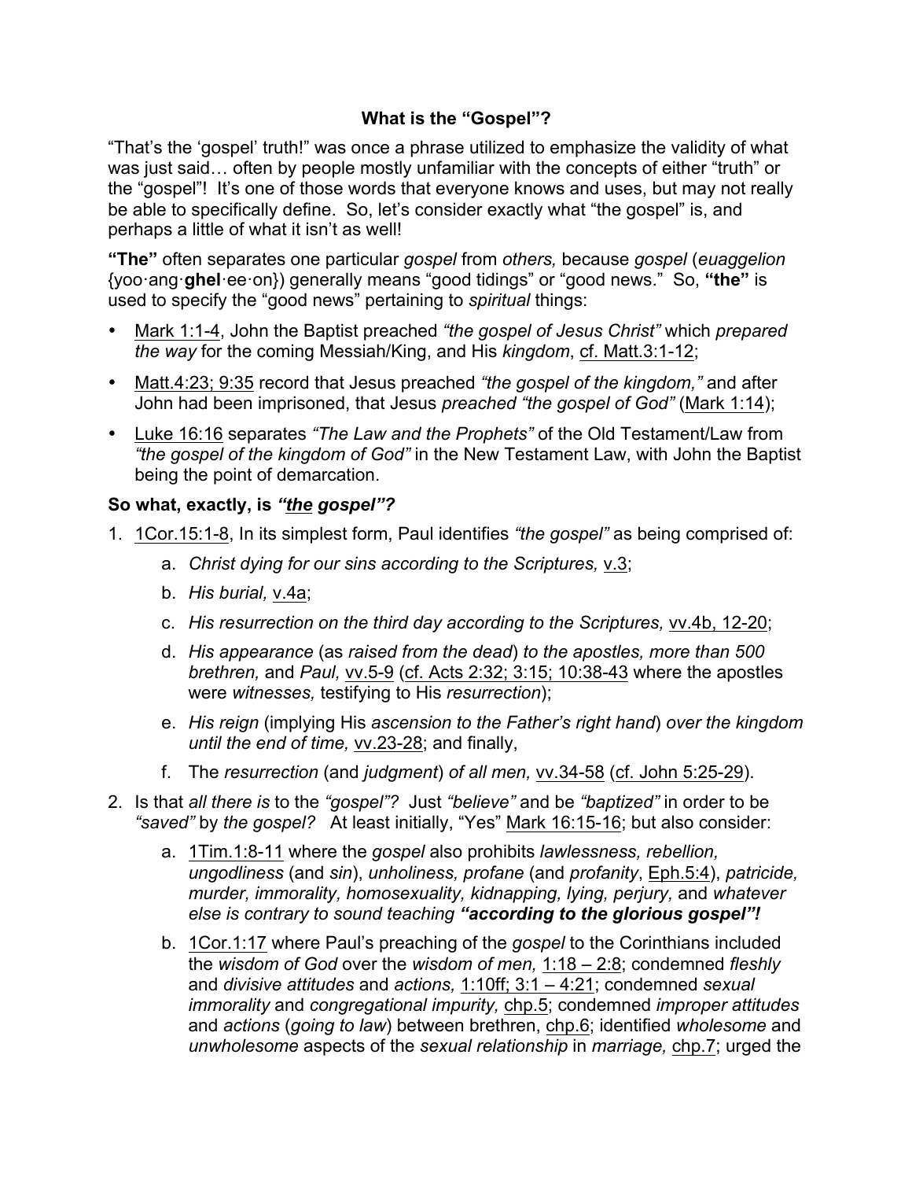# What is the "Gospel"?

"That's the 'gospel' truth!" was once a phrase utilized to emphasize the validity of what was just said… often by people mostly unfamiliar with the concepts of either "truth" or the "gospel"! It's one of those words that everyone knows and uses, but may not really be able to specifically define. So, let's consider exactly what "the gospel" is, and perhaps a little of what it isn't as well!

**"The"** often separates one particular *gospel* from *others,* because *gospel* (*euaggelion* {yoo·ang·**ghel**·ee·on}) generally means "good tidings" or "good news." So, **"the"** is used to specify the "good news" pertaining to *spiritual* things:

- Mark 1:1-4, John the Baptist preached *"the gospel of Jesus Christ"* which *prepared the way* for the coming Messiah/King, and His *kingdom*, cf. Matt.3:1-12;
- Matt.4:23; 9:35 record that Jesus preached *"the gospel of the kingdom,"* and after John had been imprisoned, that Jesus *preached "the gospel of God"* (Mark 1:14);
- Luke 16:16 separates *"The Law and the Prophets"* of the Old Testament/Law from *"the gospel of the kingdom of God"* in the New Testament Law, with John the Baptist being the point of demarcation.

### So what, exactly, is *"the gospel"?*

1. 1Cor.15:1-8, In its simplest form, Paul identifies *"the gospel"* as being comprised of:
    a. *Christ dying for our sins according to the Scriptures,* v.3;
    b. *His burial,* v.4a;
    c. *His resurrection on the third day according to the Scriptures,* vv.4b, 12-20;
    d. *His appearance* (as *raised from the dead*) *to the apostles, more than 500 brethren,* and *Paul,* vv.5-9 (cf. Acts 2:32; 3:15; 10:38-43 where the apostles were *witnesses,* testifying to His *resurrection*);
    e. *His reign* (implying His *ascension to the Father's right hand*) *over the kingdom until the end of time,* vv.23-28; and finally,
    f. The *resurrection* (and *judgment*) *of all men,* vv.34-58 (cf. John 5:25-29).
2. Is that *all there is* to the *"gospel"?* Just *"believe"* and be *"baptized"* in order to be *"saved"* by *the gospel?* At least initially, "Yes" Mark 16:15-16; but also consider:
    a. 1Tim.1:8-11 where the *gospel* also prohibits *lawlessness, rebellion, ungodliness* (and *sin*), *unholiness, profane* (and *profanity*, Eph.5:4), *patricide, murder, immorality, homosexuality, kidnapping, lying, perjury,* and *whatever else is contrary to sound teaching* ***"according to the glorious gospel"!***
    b. 1Cor.1:17 where Paul's preaching of the *gospel* to the Corinthians included the *wisdom of God* over the *wisdom of men,* 1:18 – 2:8; condemned *fleshly* and *divisive attitudes* and *actions,* 1:10ff; 3:1 – 4:21; condemned *sexual immorality* and *congregational impurity,* chp.5; condemned *improper attitudes* and *actions* (*going to law*) between brethren, chp.6; identified *wholesome* and *unwholesome* aspects of the *sexual relationship* in *marriage,* chp.7; urged the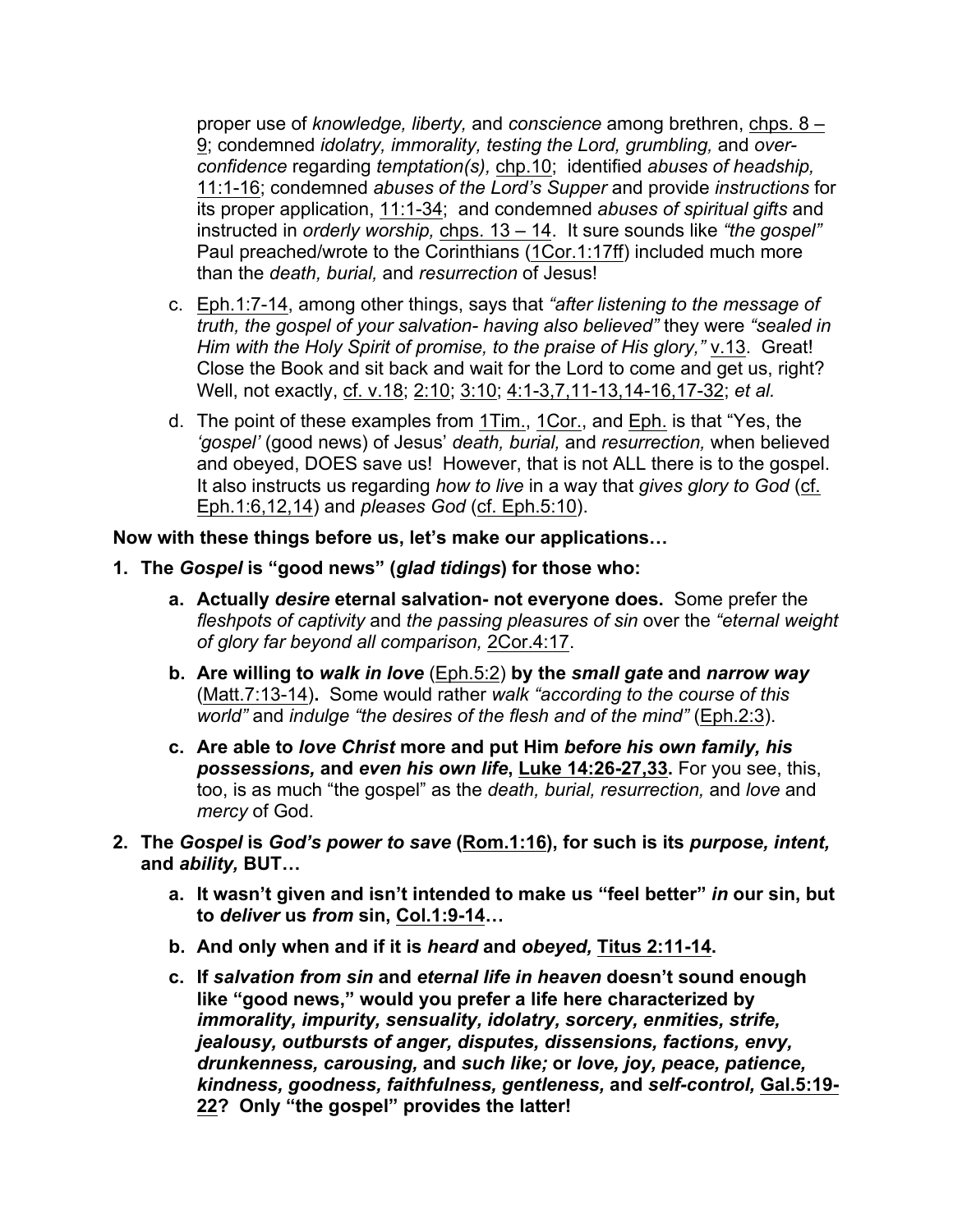proper use of *knowledge, liberty,* and *conscience* among brethren, chps. 8 – 9; condemned *idolatry, immorality, testing the Lord, grumbling,* and *over-confidence* regarding *temptation(s),* chp.10; identified *abuses of headship,* 11:1-16; condemned *abuses of the Lord's Supper* and provide *instructions* for its proper application, 11:1-34; and condemned *abuses of spiritual gifts* and instructed in *orderly worship,* chps. 13 – 14. It sure sounds like *"the gospel"* Paul preached/wrote to the Corinthians (1Cor.1:17ff) included much more than the *death, burial,* and *resurrection* of Jesus!

c. Eph.1:7-14, among other things, says that *"after listening to the message of truth, the gospel of your salvation- having also believed"* they were *"sealed in Him with the Holy Spirit of promise, to the praise of His glory,"* v.13. Great! Close the Book and sit back and wait for the Lord to come and get us, right? Well, not exactly, cf. v.18; 2:10; 3:10; 4:1-3,7,11-13,14-16,17-32; *et al.*

d. The point of these examples from 1Tim., 1Cor., and Eph. is that "Yes, the *'gospel'* (good news) of Jesus' *death, burial,* and *resurrection,* when believed and obeyed, DOES save us! However, that is not ALL there is to the gospel. It also instructs us regarding *how to live* in a way that *gives glory to God* (cf. Eph.1:6,12,14) and *pleases God* (cf. Eph.5:10).

**Now with these things before us, let's make our applications…**

**1. The *Gospel* is "good news" (*glad tidings*) for those who:**

   a. **Actually *desire* eternal salvation- not everyone does.** Some prefer the *fleshpots of captivity* and *the passing pleasures of sin* over the *"eternal weight of glory far beyond all comparison,* 2Cor.4:17.

   b. **Are willing to *walk in love*** (Eph.5:2) **by the *small gate* and *narrow way*** (Matt.7:13-14)**.** Some would rather *walk "according to the course of this world"* and *indulge "the desires of the flesh and of the mind"* (Eph.2:3).

   c. **Are able to *love Christ* more and put Him *before his own family, his possessions,* and *even his own life*, Luke 14:26-27,33.** For you see, this, too, is as much "the gospel" as the *death, burial, resurrection,* and *love* and *mercy* of God.

**2. The *Gospel* is *God's power to save* (Rom.1:16), for such is its *purpose, intent,* and *ability,* BUT…**

   a. **It wasn't given and isn't intended to make us "feel better" *in* our sin, but to *deliver* us *from* sin, Col.1:9-14…**

   b. **And only when and if it is *heard* and *obeyed,* Titus 2:11-14.**

   c. **If *salvation from sin* and *eternal life in heaven* doesn't sound enough like "good news," would you prefer a life here characterized by *immorality, impurity, sensuality, idolatry, sorcery, enmities, strife, jealousy, outbursts of anger, disputes, dissensions, factions, envy, drunkenness, carousing,* and *such like;* or *love, joy, peace, patience, kindness, goodness, faithfulness, gentleness,* and *self-control,* Gal.5:19-22? Only "the gospel" provides the latter!**